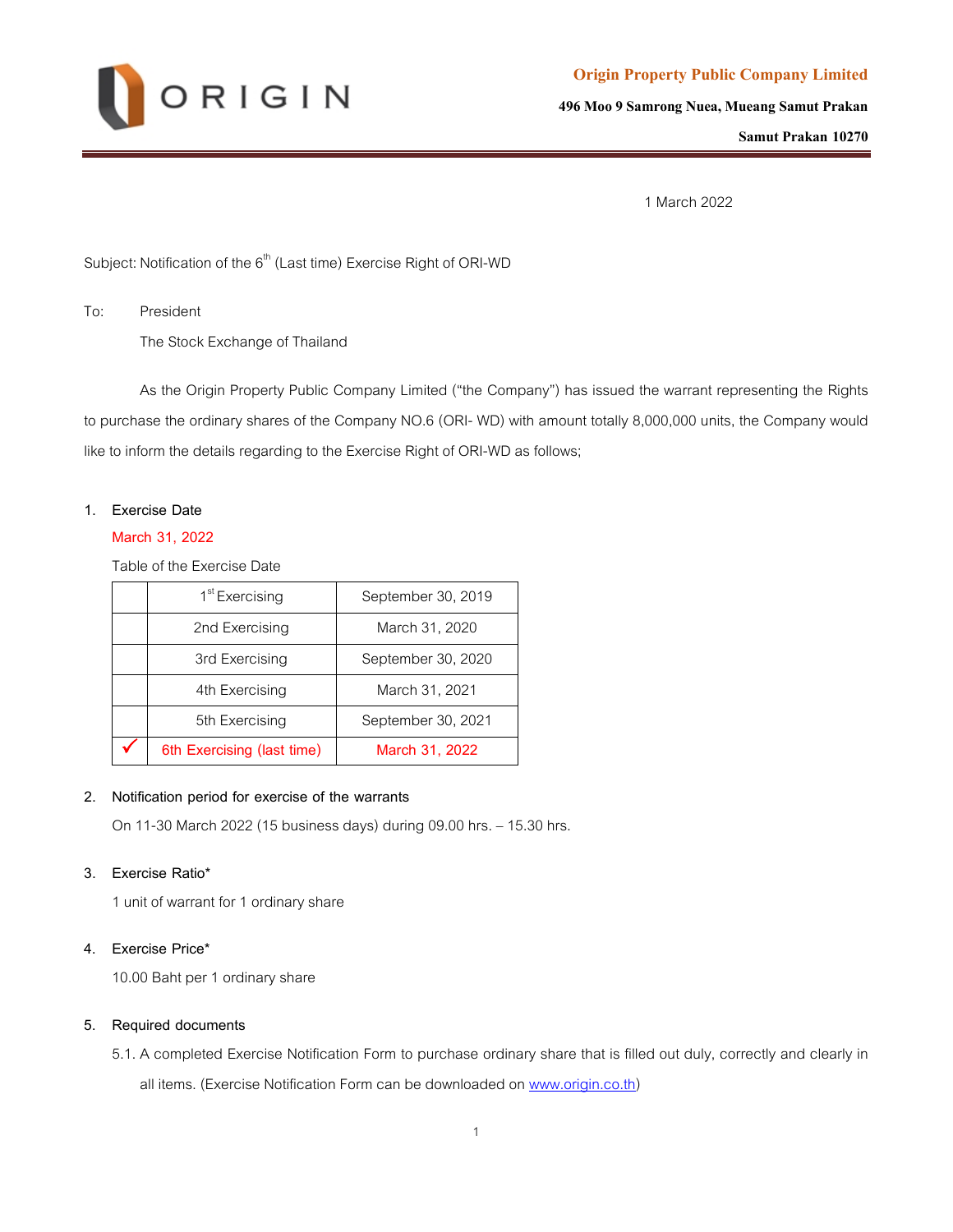**Origin Property Public Company Limited**

**496 Moo 9 Samrong Nuea, Mueang Samut Prakan**

**Samut Prakan 10270**

1 March 2022

Subject: Notification of the 6th (Last time) Exercise Right of ORI-WD

To: President

The Stock Exchange of Thailand

As the Origin Property Public Company Limited ("the Company") has issued the warrant representing the Rights to purchase the ordinary shares of the Company NO.6 (ORI- WD) with amount totally 8,000,000 units, the Company would like to inform the details regarding to the Exercise Right of ORI-WD as follows;

1. Exercise Date

   March 31, 2022

   Table of the Exercise Date

| | | |
|---|---|---|
| | 1st Exercising | September 30, 2019 |
| | 2nd Exercising | March 31, 2020 |
| | 3rd Exercising | September 30, 2020 |
| | 4th Exercising | March 31, 2021 |
| | 5th Exercising | September 30, 2021 |
| ✓ | 6th Exercising (last time) | March 31, 2022 |

2. Notification period for exercise of the warrants

   On 11-30 March 2022 (15 business days) during 09.00 hrs. – 15.30 hrs.

3. Exercise Ratio*

   1 unit of warrant for 1 ordinary share

4. Exercise Price*

   10.00 Baht per 1 ordinary share

5. Required documents

   5.1. A completed Exercise Notification Form to purchase ordinary share that is filled out duly, correctly and clearly in all items. (Exercise Notification Form can be downloaded on www.origin.co.th)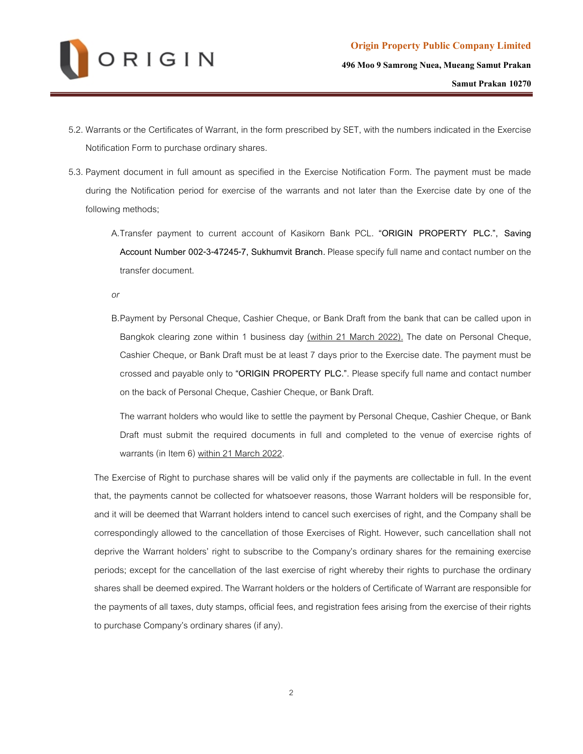5.2. Warrants or the Certificates of Warrant, in the form prescribed by SET, with the numbers indicated in the Exercise Notification Form to purchase ordinary shares.

5.3. Payment document in full amount as specified in the Exercise Notification Form. The payment must be made during the Notification period for exercise of the warrants and not later than the Exercise date by one of the following methods;

A. Transfer payment to current account of Kasikorn Bank PCL. "**ORIGIN PROPERTY PLC.**", **Saving Account Number 002-3-47245-7, Sukhumvit Branch.** Please specify full name and contact number on the transfer document.

*or*

B. Payment by Personal Cheque, Cashier Cheque, or Bank Draft from the bank that can be called upon in Bangkok clearing zone within 1 business day <u>(within 21 March 2022).</u> The date on Personal Cheque, Cashier Cheque, or Bank Draft must be at least 7 days prior to the Exercise date. The payment must be crossed and payable only to "**ORIGIN PROPERTY PLC.**". Please specify full name and contact number on the back of Personal Cheque, Cashier Cheque, or Bank Draft.

The warrant holders who would like to settle the payment by Personal Cheque, Cashier Cheque, or Bank Draft must submit the required documents in full and completed to the venue of exercise rights of warrants (in Item 6) <u>within 21 March 2022</u>.

The Exercise of Right to purchase shares will be valid only if the payments are collectable in full. In the event that, the payments cannot be collected for whatsoever reasons, those Warrant holders will be responsible for, and it will be deemed that Warrant holders intend to cancel such exercises of right, and the Company shall be correspondingly allowed to the cancellation of those Exercises of Right. However, such cancellation shall not deprive the Warrant holders' right to subscribe to the Company's ordinary shares for the remaining exercise periods; except for the cancellation of the last exercise of right whereby their rights to purchase the ordinary shares shall be deemed expired. The Warrant holders or the holders of Certificate of Warrant are responsible for the payments of all taxes, duty stamps, official fees, and registration fees arising from the exercise of their rights to purchase Company's ordinary shares (if any).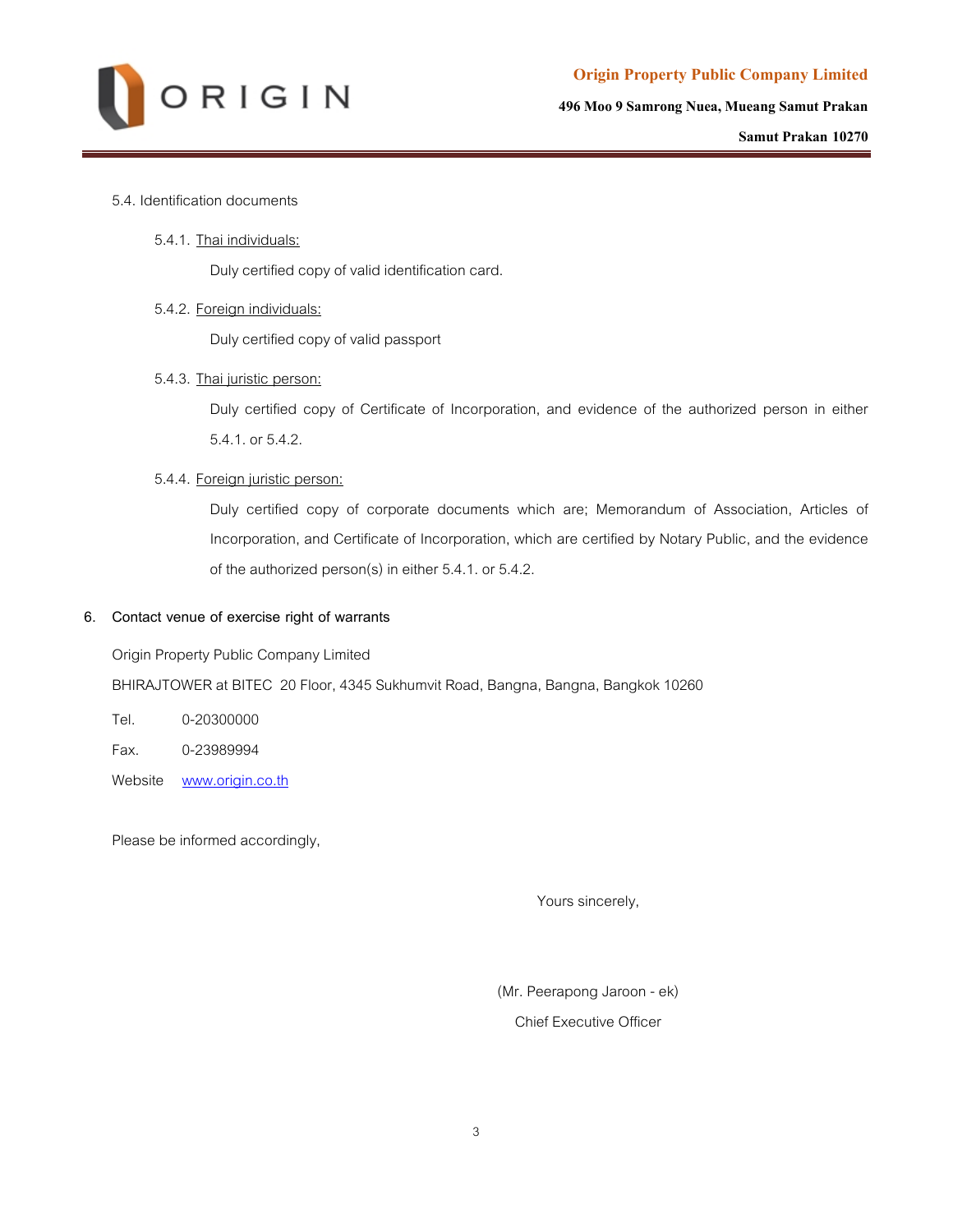5.4. Identification documents

5.4.1. Thai individuals:

Duly certified copy of valid identification card.

5.4.2. Foreign individuals:

Duly certified copy of valid passport

5.4.3. Thai juristic person:

Duly certified copy of Certificate of Incorporation, and evidence of the authorized person in either 5.4.1. or 5.4.2.

5.4.4. Foreign juristic person:

Duly certified copy of corporate documents which are; Memorandum of Association, Articles of Incorporation, and Certificate of Incorporation, which are certified by Notary Public, and the evidence of the authorized person(s) in either 5.4.1. or 5.4.2.

**6. Contact venue of exercise right of warrants**

Origin Property Public Company Limited

BHIRAJTOWER at BITEC 20 Floor, 4345 Sukhumvit Road, Bangna, Bangna, Bangkok 10260

Tel. 0-20300000

Fax. 0-23989994

Website www.origin.co.th

Please be informed accordingly,

Yours sincerely,

(Mr. Peerapong Jaroon - ek)

Chief Executive Officer